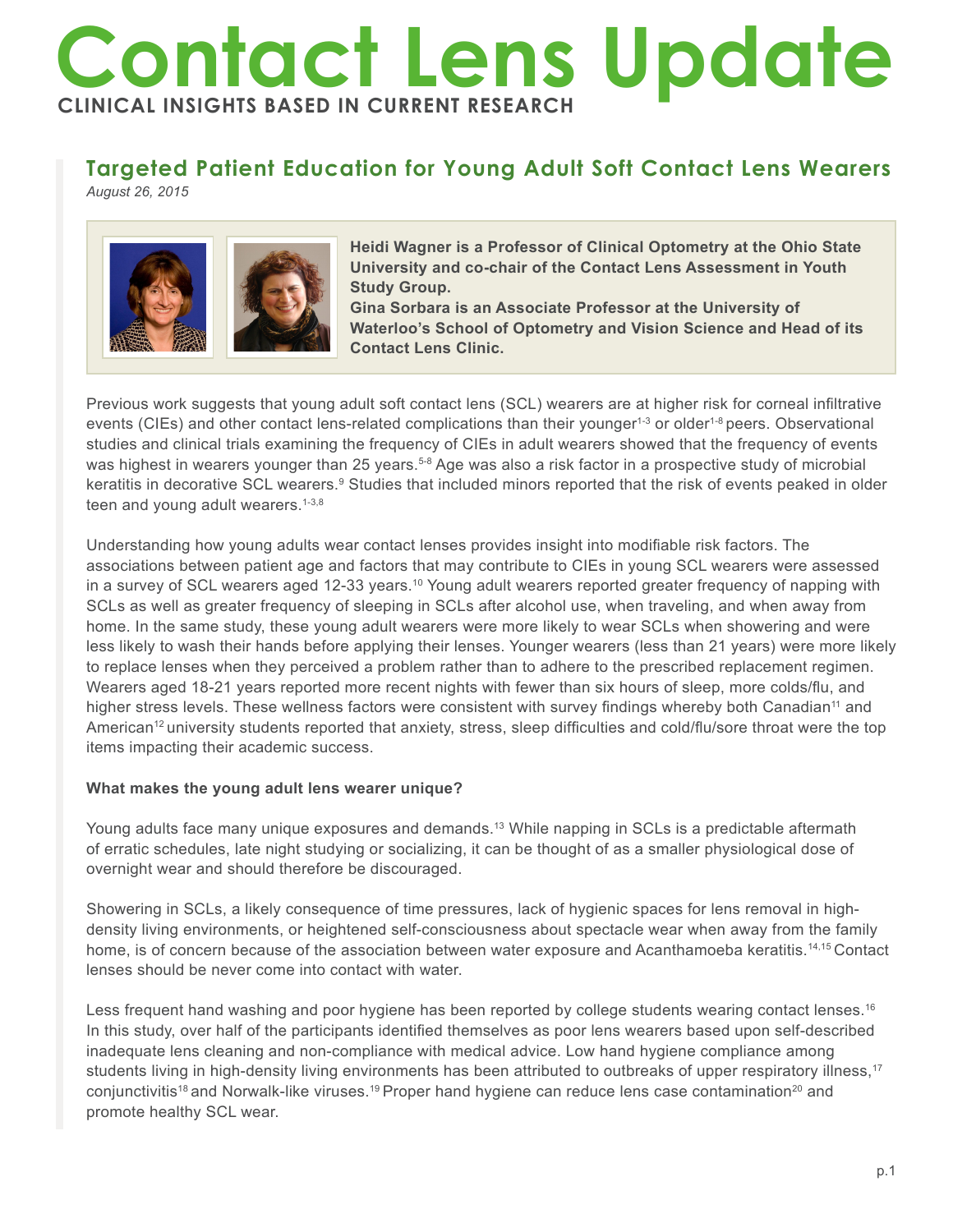# Contact Lens Update

**CLINICAL INSIGHTS BASED IN CURRENT RESEARCH**

## Targeted Patient Education for Young Adult Soft Contact Lens Wearers

*August 26, 2015*

**Heidi Wagner is a Professor of Clinical Optometry at the Ohio State University and co-chair of the Contact Lens Assessment in Youth Study Group.**
**Gina Sorbara is an Associate Professor at the University of Waterloo's School of Optometry and Vision Science and Head of its Contact Lens Clinic.**

Previous work suggests that young adult soft contact lens (SCL) wearers are at higher risk for corneal infiltrative events (CIEs) and other contact lens-related complications than their younger[1-3] or older[1-8] peers. Observational studies and clinical trials examining the frequency of CIEs in adult wearers showed that the frequency of events was highest in wearers younger than 25 years.[5-8] Age was also a risk factor in a prospective study of microbial keratitis in decorative SCL wearers.[9] Studies that included minors reported that the risk of events peaked in older teen and young adult wearers.[1-3,8]

Understanding how young adults wear contact lenses provides insight into modifiable risk factors. The associations between patient age and factors that may contribute to CIEs in young SCL wearers were assessed in a survey of SCL wearers aged 12-33 years.[10] Young adult wearers reported greater frequency of napping with SCLs as well as greater frequency of sleeping in SCLs after alcohol use, when traveling, and when away from home. In the same study, these young adult wearers were more likely to wear SCLs when showering and were less likely to wash their hands before applying their lenses. Younger wearers (less than 21 years) were more likely to replace lenses when they perceived a problem rather than to adhere to the prescribed replacement regimen. Wearers aged 18-21 years reported more recent nights with fewer than six hours of sleep, more colds/flu, and higher stress levels. These wellness factors were consistent with survey findings whereby both Canadian[11] and American[12] university students reported that anxiety, stress, sleep difficulties and cold/flu/sore throat were the top items impacting their academic success.

**What makes the young adult lens wearer unique?**

Young adults face many unique exposures and demands.[13] While napping in SCLs is a predictable aftermath of erratic schedules, late night studying or socializing, it can be thought of as a smaller physiological dose of overnight wear and should therefore be discouraged.

Showering in SCLs, a likely consequence of time pressures, lack of hygienic spaces for lens removal in high-density living environments, or heightened self-consciousness about spectacle wear when away from the family home, is of concern because of the association between water exposure and Acanthamoeba keratitis.[14,15] Contact lenses should be never come into contact with water.

Less frequent hand washing and poor hygiene has been reported by college students wearing contact lenses.[16] In this study, over half of the participants identified themselves as poor lens wearers based upon self-described inadequate lens cleaning and non-compliance with medical advice. Low hand hygiene compliance among students living in high-density living environments has been attributed to outbreaks of upper respiratory illness,[17] conjunctivitis[18] and Norwalk-like viruses.[19] Proper hand hygiene can reduce lens case contamination[20] and promote healthy SCL wear.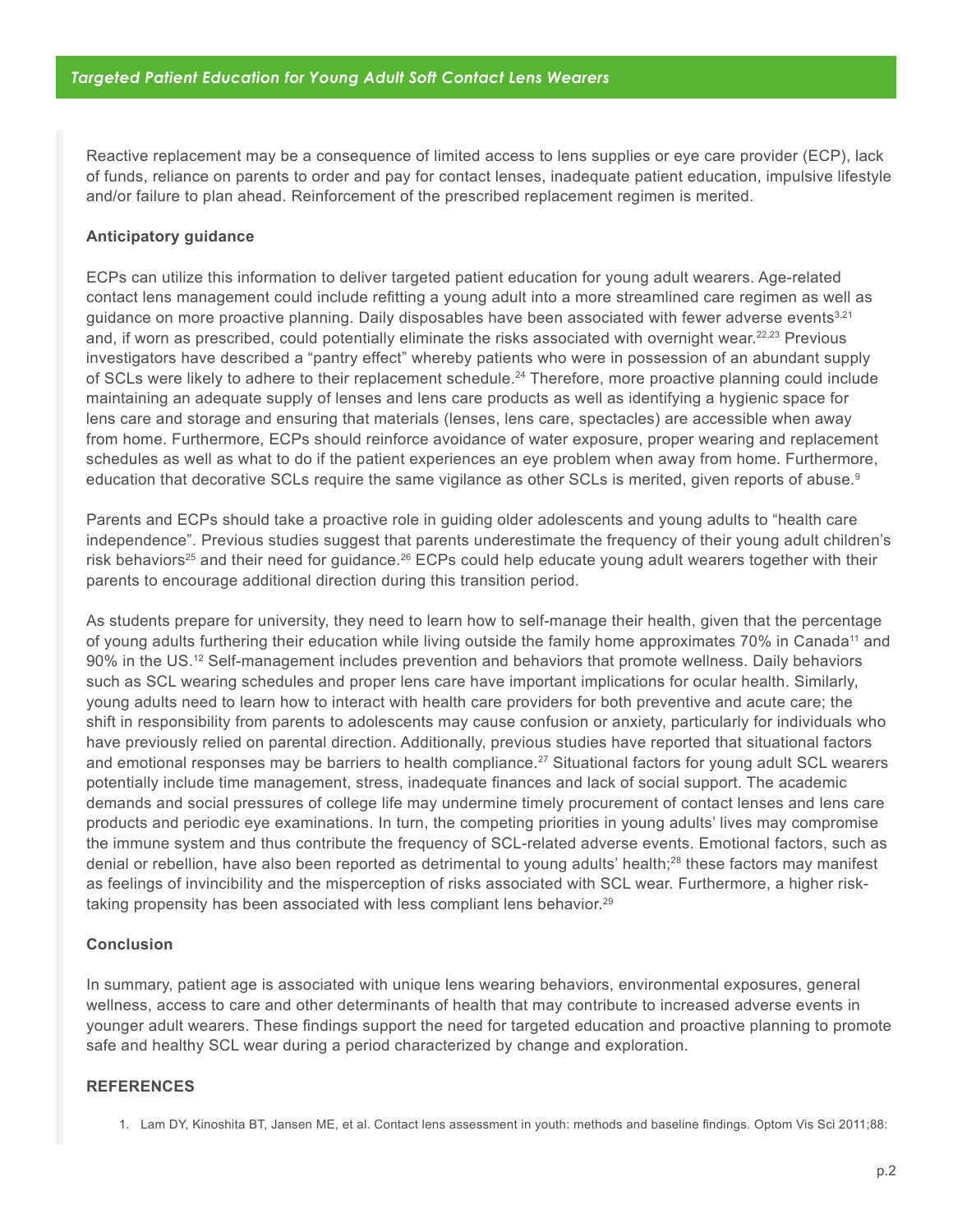Reactive replacement may be a consequence of limited access to lens supplies or eye care provider (ECP), lack of funds, reliance on parents to order and pay for contact lenses, inadequate patient education, impulsive lifestyle and/or failure to plan ahead. Reinforcement of the prescribed replacement regimen is merited.

**Anticipatory guidance**

ECPs can utilize this information to deliver targeted patient education for young adult wearers. Age-related contact lens management could include refitting a young adult into a more streamlined care regimen as well as guidance on more proactive planning. Daily disposables have been associated with fewer adverse events[3,21] and, if worn as prescribed, could potentially eliminate the risks associated with overnight wear.[22,23] Previous investigators have described a "pantry effect" whereby patients who were in possession of an abundant supply of SCLs were likely to adhere to their replacement schedule.[24] Therefore, more proactive planning could include maintaining an adequate supply of lenses and lens care products as well as identifying a hygienic space for lens care and storage and ensuring that materials (lenses, lens care, spectacles) are accessible when away from home. Furthermore, ECPs should reinforce avoidance of water exposure, proper wearing and replacement schedules as well as what to do if the patient experiences an eye problem when away from home. Furthermore, education that decorative SCLs require the same vigilance as other SCLs is merited, given reports of abuse.[9]

Parents and ECPs should take a proactive role in guiding older adolescents and young adults to "health care independence". Previous studies suggest that parents underestimate the frequency of their young adult children's risk behaviors[25] and their need for guidance.[26] ECPs could help educate young adult wearers together with their parents to encourage additional direction during this transition period.

As students prepare for university, they need to learn how to self-manage their health, given that the percentage of young adults furthering their education while living outside the family home approximates 70% in Canada[11] and 90% in the US.[12] Self-management includes prevention and behaviors that promote wellness. Daily behaviors such as SCL wearing schedules and proper lens care have important implications for ocular health. Similarly, young adults need to learn how to interact with health care providers for both preventive and acute care; the shift in responsibility from parents to adolescents may cause confusion or anxiety, particularly for individuals who have previously relied on parental direction. Additionally, previous studies have reported that situational factors and emotional responses may be barriers to health compliance.[27] Situational factors for young adult SCL wearers potentially include time management, stress, inadequate finances and lack of social support. The academic demands and social pressures of college life may undermine timely procurement of contact lenses and lens care products and periodic eye examinations. In turn, the competing priorities in young adults' lives may compromise the immune system and thus contribute the frequency of SCL-related adverse events. Emotional factors, such as denial or rebellion, have also been reported as detrimental to young adults' health;[28] these factors may manifest as feelings of invincibility and the misperception of risks associated with SCL wear. Furthermore, a higher risk-taking propensity has been associated with less compliant lens behavior.[29]

**Conclusion**

In summary, patient age is associated with unique lens wearing behaviors, environmental exposures, general wellness, access to care and other determinants of health that may contribute to increased adverse events in younger adult wearers. These findings support the need for targeted education and proactive planning to promote safe and healthy SCL wear during a period characterized by change and exploration.

**REFERENCES**

1. Lam DY, Kinoshita BT, Jansen ME, et al. Contact lens assessment in youth: methods and baseline findings. Optom Vis Sci 2011;88: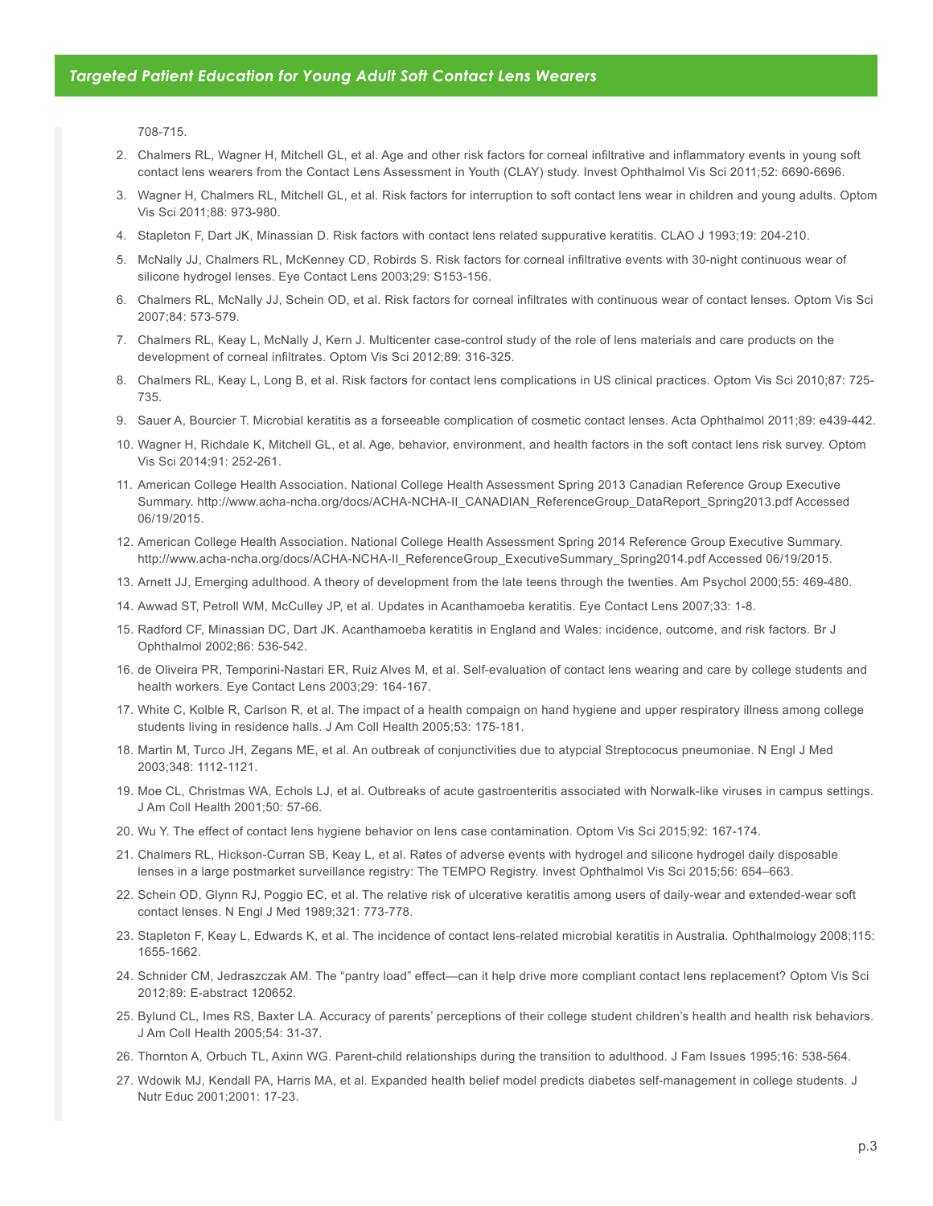708-715.

2. Chalmers RL, Wagner H, Mitchell GL, et al. Age and other risk factors for corneal infiltrative and inflammatory events in young soft contact lens wearers from the Contact Lens Assessment in Youth (CLAY) study. Invest Ophthalmol Vis Sci 2011;52: 6690-6696.
3. Wagner H, Chalmers RL, Mitchell GL, et al. Risk factors for interruption to soft contact lens wear in children and young adults. Optom Vis Sci 2011;88: 973-980.
4. Stapleton F, Dart JK, Minassian D. Risk factors with contact lens related suppurative keratitis. CLAO J 1993;19: 204-210.
5. McNally JJ, Chalmers RL, McKenney CD, Robirds S. Risk factors for corneal infiltrative events with 30-night continuous wear of silicone hydrogel lenses. Eye Contact Lens 2003;29: S153-156.
6. Chalmers RL, McNally JJ, Schein OD, et al. Risk factors for corneal infiltrates with continuous wear of contact lenses. Optom Vis Sci 2007;84: 573-579.
7. Chalmers RL, Keay L, McNally J, Kern J. Multicenter case-control study of the role of lens materials and care products on the development of corneal infiltrates. Optom Vis Sci 2012;89: 316-325.
8. Chalmers RL, Keay L, Long B, et al. Risk factors for contact lens complications in US clinical practices. Optom Vis Sci 2010;87: 725-735.
9. Sauer A, Bourcier T. Microbial keratitis as a forseeable complication of cosmetic contact lenses. Acta Ophthalmol 2011;89: e439-442.
10. Wagner H, Richdale K, Mitchell GL, et al. Age, behavior, environment, and health factors in the soft contact lens risk survey. Optom Vis Sci 2014;91: 252-261.
11. American College Health Association. National College Health Assessment Spring 2013 Canadian Reference Group Executive Summary. http://www.acha-ncha.org/docs/ACHA-NCHA-II_CANADIAN_ReferenceGroup_DataReport_Spring2013.pdf Accessed 06/19/2015.
12. American College Health Association. National College Health Assessment Spring 2014 Reference Group Executive Summary. http://www.acha-ncha.org/docs/ACHA-NCHA-II_ReferenceGroup_ExecutiveSummary_Spring2014.pdf Accessed 06/19/2015.
13. Arnett JJ, Emerging adulthood. A theory of development from the late teens through the twenties. Am Psychol 2000;55: 469-480.
14. Awwad ST, Petroll WM, McCulley JP, et al. Updates in Acanthamoeba keratitis. Eye Contact Lens 2007;33: 1-8.
15. Radford CF, Minassian DC, Dart JK. Acanthamoeba keratitis in England and Wales: incidence, outcome, and risk factors. Br J Ophthalmol 2002;86: 536-542.
16. de Oliveira PR, Temporini-Nastari ER, Ruiz Alves M, et al. Self-evaluation of contact lens wearing and care by college students and health workers. Eye Contact Lens 2003;29: 164-167.
17. White C, Kolble R, Carlson R, et al. The impact of a health compaign on hand hygiene and upper respiratory illness among college students living in residence halls. J Am Coll Health 2005;53: 175-181.
18. Martin M, Turco JH, Zegans ME, et al. An outbreak of conjunctivities due to atypcial Streptococus pneumoniae. N Engl J Med 2003;348: 1112-1121.
19. Moe CL, Christmas WA, Echols LJ, et al. Outbreaks of acute gastroenteritis associated with Norwalk-like viruses in campus settings. J Am Coll Health 2001;50: 57-66.
20. Wu Y. The effect of contact lens hygiene behavior on lens case contamination. Optom Vis Sci 2015;92: 167-174.
21. Chalmers RL, Hickson-Curran SB, Keay L, et al. Rates of adverse events with hydrogel and silicone hydrogel daily disposable lenses in a large postmarket surveillance registry: The TEMPO Registry. Invest Ophthalmol Vis Sci 2015;56: 654–663.
22. Schein OD, Glynn RJ, Poggio EC, et al. The relative risk of ulcerative keratitis among users of daily-wear and extended-wear soft contact lenses. N Engl J Med 1989;321: 773-778.
23. Stapleton F, Keay L, Edwards K, et al. The incidence of contact lens-related microbial keratitis in Australia. Ophthalmology 2008;115: 1655-1662.
24. Schnider CM, Jedraszczak AM. The "pantry load" effect—can it help drive more compliant contact lens replacement? Optom Vis Sci 2012;89: E-abstract 120652.
25. Bylund CL, Imes RS, Baxter LA. Accuracy of parents' perceptions of their college student children's health and health risk behaviors. J Am Coll Health 2005;54: 31-37.
26. Thornton A, Orbuch TL, Axinn WG. Parent-child relationships during the transition to adulthood. J Fam Issues 1995;16: 538-564.
27. Wdowik MJ, Kendall PA, Harris MA, et al. Expanded health belief model predicts diabetes self-management in college students. J Nutr Educ 2001;2001: 17-23.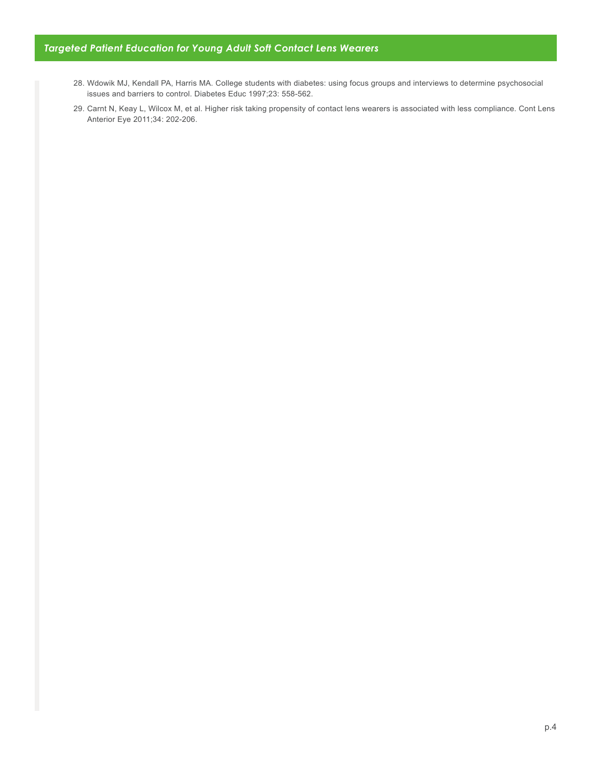28. Wdowik MJ, Kendall PA, Harris MA. College students with diabetes: using focus groups and interviews to determine psychosocial issues and barriers to control. Diabetes Educ 1997;23: 558-562.
29. Carnt N, Keay L, Wilcox M, et al. Higher risk taking propensity of contact lens wearers is associated with less compliance. Cont Lens Anterior Eye 2011;34: 202-206.